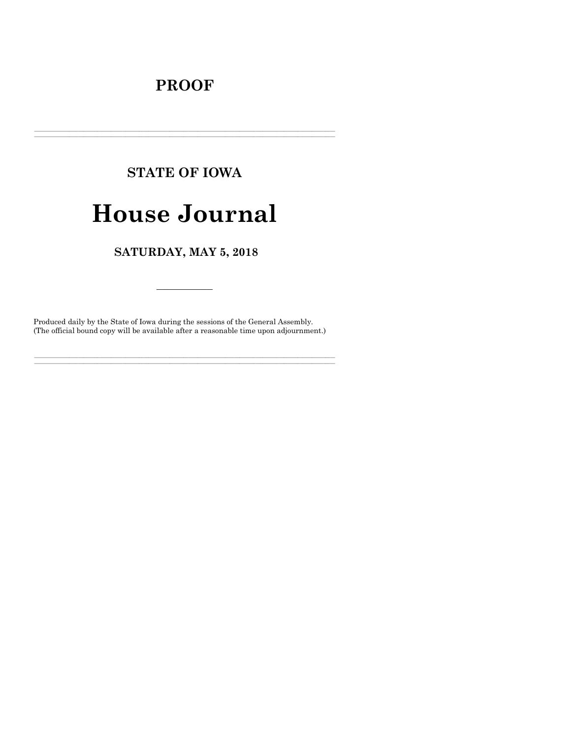# PROOF

---

## STATE OF IOWA

# House Journal

## SATURDAY, MAY 5, 2018

---

Produced daily by the State of Iowa during the sessions of the General Assembly.
(The official bound copy will be available after a reasonable time upon adjournment.)

---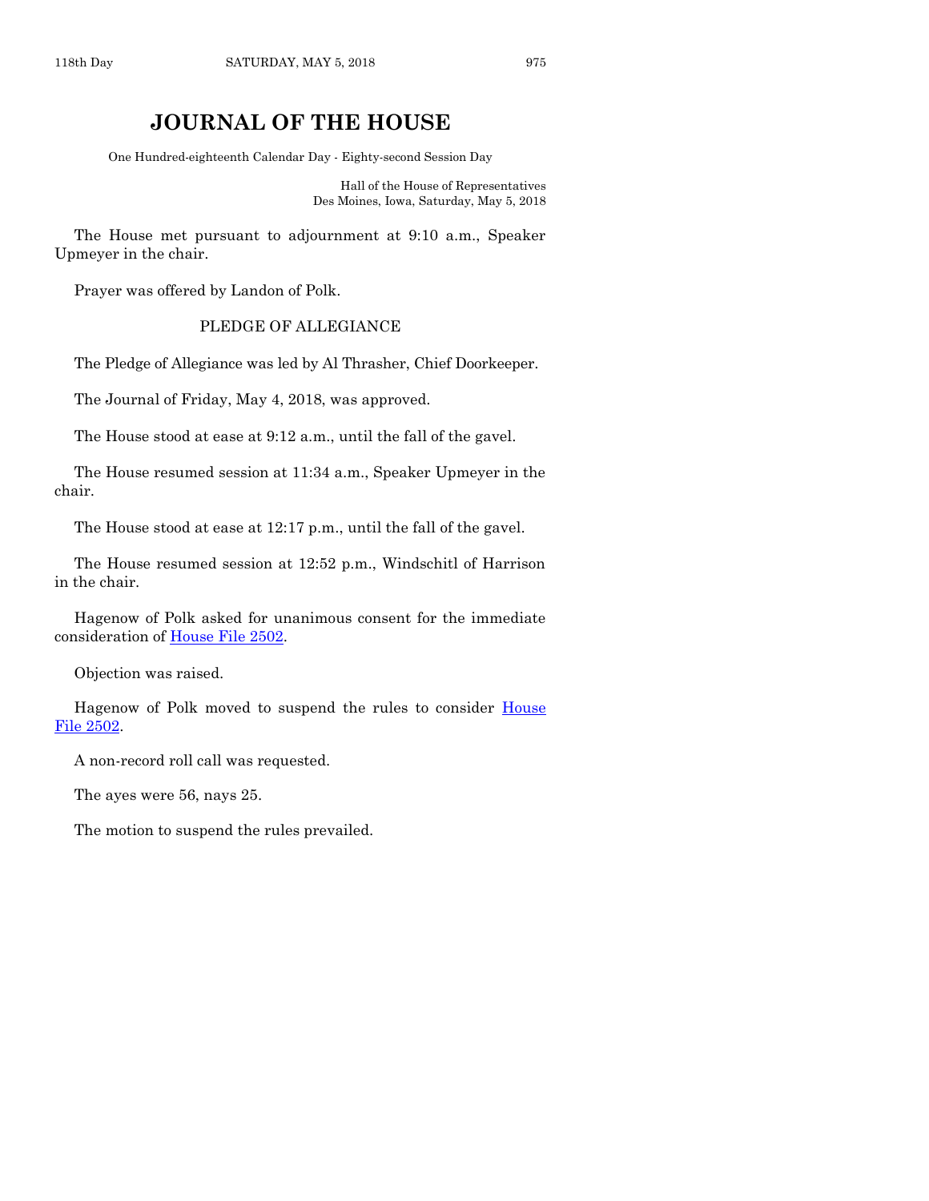# JOURNAL OF THE HOUSE

One Hundred-eighteenth Calendar Day - Eighty-second Session Day

Hall of the House of Representatives
Des Moines, Iowa, Saturday, May 5, 2018

The House met pursuant to adjournment at 9:10 a.m., Speaker Upmeyer in the chair.

Prayer was offered by Landon of Polk.

PLEDGE OF ALLEGIANCE

The Pledge of Allegiance was led by Al Thrasher, Chief Doorkeeper.

The Journal of Friday, May 4, 2018, was approved.

The House stood at ease at 9:12 a.m., until the fall of the gavel.

The House resumed session at 11:34 a.m., Speaker Upmeyer in the chair.

The House stood at ease at 12:17 p.m., until the fall of the gavel.

The House resumed session at 12:52 p.m., Windschitl of Harrison in the chair.

Hagenow of Polk asked for unanimous consent for the immediate consideration of House File 2502.

Objection was raised.

Hagenow of Polk moved to suspend the rules to consider House File 2502.

A non-record roll call was requested.

The ayes were 56, nays 25.

The motion to suspend the rules prevailed.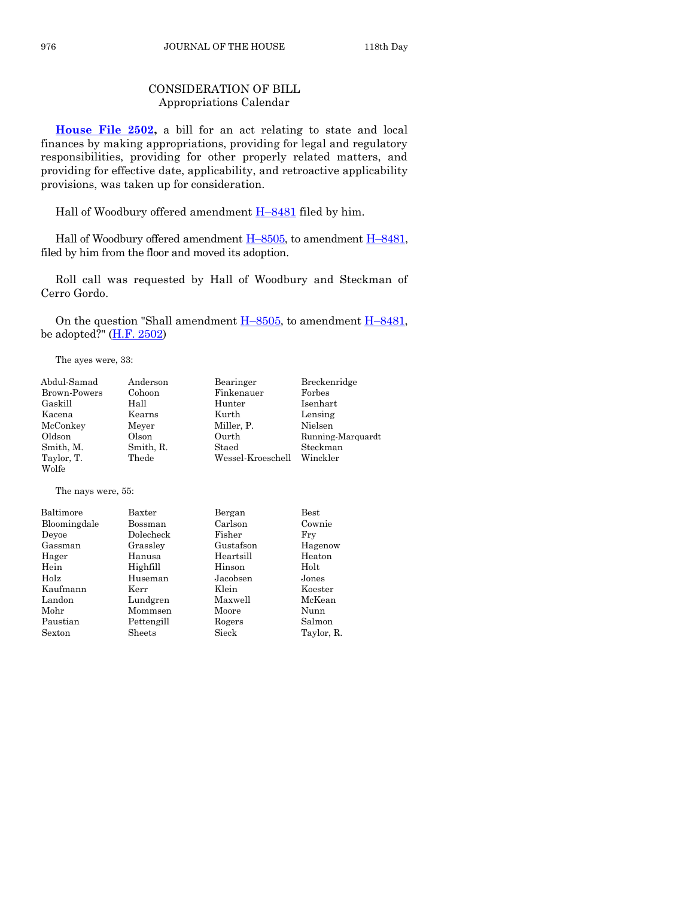## CONSIDERATION OF BILL
Appropriations Calendar

**House File 2502,** a bill for an act relating to state and local finances by making appropriations, providing for legal and regulatory responsibilities, providing for other properly related matters, and providing for effective date, applicability, and retroactive applicability provisions, was taken up for consideration.

Hall of Woodbury offered amendment H–8481 filed by him.

Hall of Woodbury offered amendment H–8505, to amendment H–8481, filed by him from the floor and moved its adoption.

Roll call was requested by Hall of Woodbury and Steckman of Cerro Gordo.

On the question "Shall amendment H–8505, to amendment H–8481, be adopted?" (H.F. 2502)

The ayes were, 33:

| | | | |
|---|---|---|---|
| Abdul-Samad | Anderson | Bearinger | Breckenridge |
| Brown-Powers | Cohoon | Finkenauer | Forbes |
| Gaskill | Hall | Hunter | Isenhart |
| Kacena | Kearns | Kurth | Lensing |
| McConkey | Meyer | Miller, P. | Nielsen |
| Oldson | Olson | Ourth | Running-Marquardt |
| Smith, M. | Smith, R. | Staed | Steckman |
| Taylor, T. | Thede | Wessel-Kroeschell | Winckler |
| Wolfe | | | |

The nays were, 55:

| | | | |
|---|---|---|---|
| Baltimore | Baxter | Bergan | Best |
| Bloomingdale | Bossman | Carlson | Cownie |
| Deyoe | Dolecheck | Fisher | Fry |
| Gassman | Grassley | Gustafson | Hagenow |
| Hager | Hanusa | Heartsill | Heaton |
| Hein | Highfill | Hinson | Holt |
| Holz | Huseman | Jacobsen | Jones |
| Kaufmann | Kerr | Klein | Koester |
| Landon | Lundgren | Maxwell | McKean |
| Mohr | Mommsen | Moore | Nunn |
| Paustian | Pettengill | Rogers | Salmon |
| Sexton | Sheets | Sieck | Taylor, R. |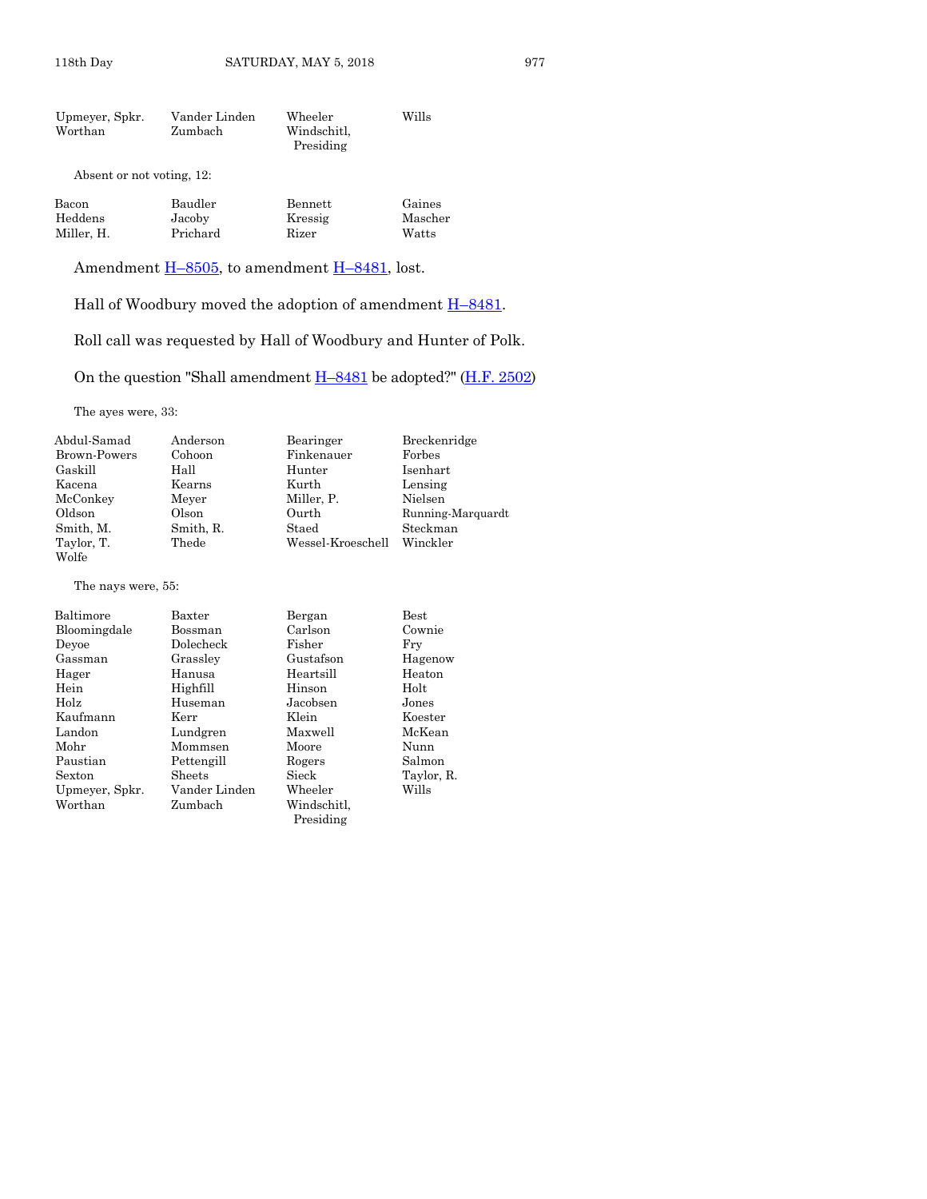| | | | |
|---|---|---|---|
| Upmeyer, Spkr. | Vander Linden | Wheeler | Wills |
| Worthan | Zumbach | Windschitl, Presiding | |

Absent or not voting, 12:

| | | | |
|---|---|---|---|
| Bacon | Baudler | Bennett | Gaines |
| Heddens | Jacoby | Kressig | Mascher |
| Miller, H. | Prichard | Rizer | Watts |

Amendment H–8505, to amendment H–8481, lost.

Hall of Woodbury moved the adoption of amendment H–8481.

Roll call was requested by Hall of Woodbury and Hunter of Polk.

On the question "Shall amendment H–8481 be adopted?" (H.F. 2502)

The ayes were, 33:

| | | | |
|---|---|---|---|
| Abdul-Samad | Anderson | Bearinger | Breckenridge |
| Brown-Powers | Cohoon | Finkenauer | Forbes |
| Gaskill | Hall | Hunter | Isenhart |
| Kacena | Kearns | Kurth | Lensing |
| McConkey | Meyer | Miller, P. | Nielsen |
| Oldson | Olson | Ourth | Running-Marquardt |
| Smith, M. | Smith, R. | Staed | Steckman |
| Taylor, T. | Thede | Wessel-Kroeschell | Winckler |
| Wolfe | | | |

The nays were, 55:

| | | | |
|---|---|---|---|
| Baltimore | Baxter | Bergan | Best |
| Bloomingdale | Bossman | Carlson | Cownie |
| Deyoe | Dolecheck | Fisher | Fry |
| Gassman | Grassley | Gustafson | Hagenow |
| Hager | Hanusa | Heartsill | Heaton |
| Hein | Highfill | Hinson | Holt |
| Holz | Huseman | Jacobsen | Jones |
| Kaufmann | Kerr | Klein | Koester |
| Landon | Lundgren | Maxwell | McKean |
| Mohr | Mommsen | Moore | Nunn |
| Paustian | Pettengill | Rogers | Salmon |
| Sexton | Sheets | Sieck | Taylor, R. |
| Upmeyer, Spkr. | Vander Linden | Wheeler | Wills |
| Worthan | Zumbach | Windschitl, Presiding | |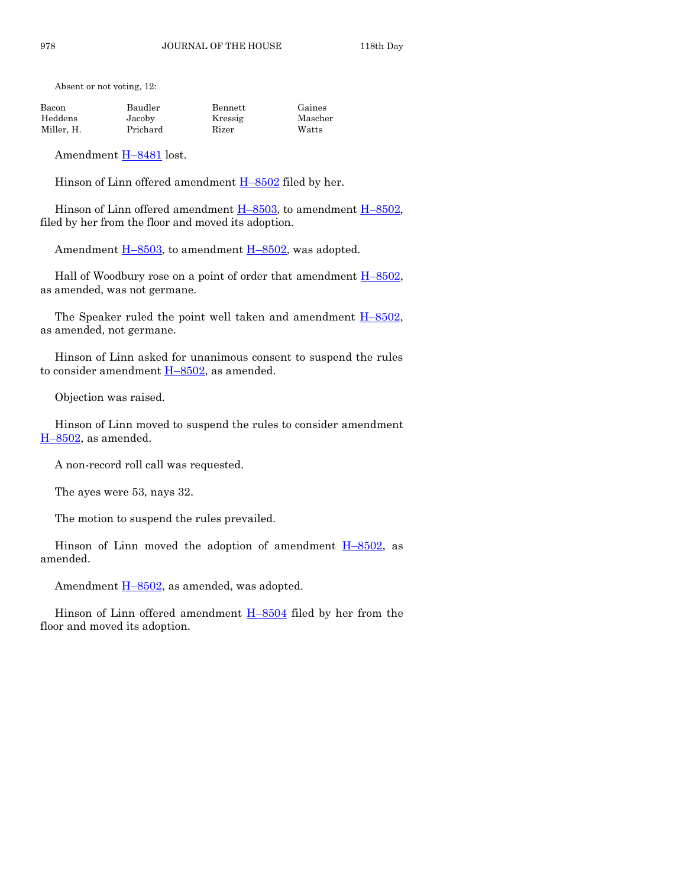Absent or not voting, 12:

| | | | |
|---|---|---|---|
| Bacon | Baudler | Bennett | Gaines |
| Heddens | Jacoby | Kressig | Mascher |
| Miller, H. | Prichard | Rizer | Watts |

Amendment H–8481 lost.

Hinson of Linn offered amendment H–8502 filed by her.

Hinson of Linn offered amendment H–8503, to amendment H–8502, filed by her from the floor and moved its adoption.

Amendment H–8503, to amendment H–8502, was adopted.

Hall of Woodbury rose on a point of order that amendment H–8502, as amended, was not germane.

The Speaker ruled the point well taken and amendment H–8502, as amended, not germane.

Hinson of Linn asked for unanimous consent to suspend the rules to consider amendment H–8502, as amended.

Objection was raised.

Hinson of Linn moved to suspend the rules to consider amendment H–8502, as amended.

A non-record roll call was requested.

The ayes were 53, nays 32.

The motion to suspend the rules prevailed.

Hinson of Linn moved the adoption of amendment H–8502, as amended.

Amendment H–8502, as amended, was adopted.

Hinson of Linn offered amendment H–8504 filed by her from the floor and moved its adoption.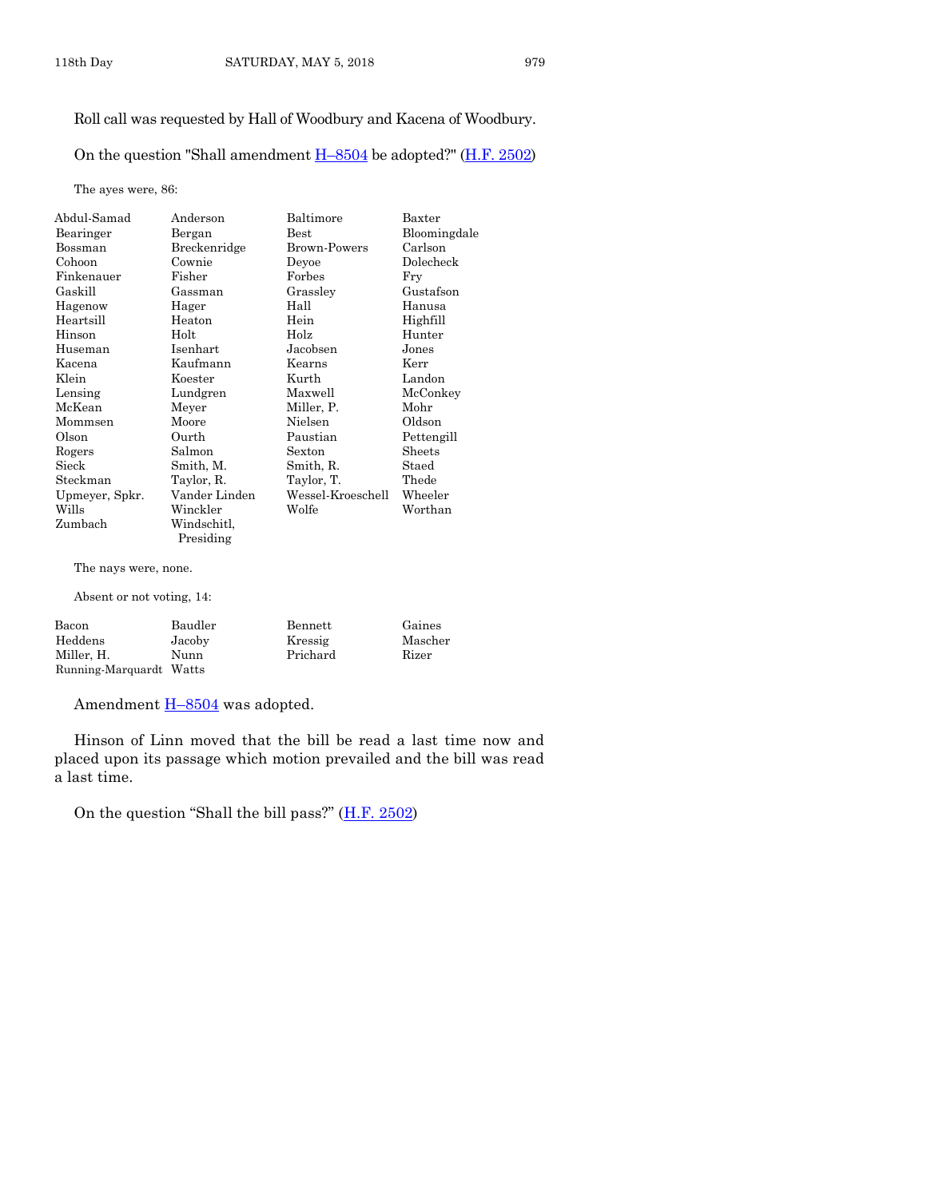Roll call was requested by Hall of Woodbury and Kacena of Woodbury.

On the question "Shall amendment H–8504 be adopted?" (H.F. 2502)

The ayes were, 86:

| | | | |
|---|---|---|---|
| Abdul-Samad | Anderson | Baltimore | Baxter |
| Bearinger | Bergan | Best | Bloomingdale |
| Bossman | Breckenridge | Brown-Powers | Carlson |
| Cohoon | Cownie | Deyoe | Dolecheck |
| Finkenauer | Fisher | Forbes | Fry |
| Gaskill | Gassman | Grassley | Gustafson |
| Hagenow | Hager | Hall | Hanusa |
| Heartsill | Heaton | Hein | Highfill |
| Hinson | Holt | Holz | Hunter |
| Huseman | Isenhart | Jacobsen | Jones |
| Kacena | Kaufmann | Kearns | Kerr |
| Klein | Koester | Kurth | Landon |
| Lensing | Lundgren | Maxwell | McConkey |
| McKean | Meyer | Miller, P. | Mohr |
| Mommsen | Moore | Nielsen | Oldson |
| Olson | Ourth | Paustian | Pettengill |
| Rogers | Salmon | Sexton | Sheets |
| Sieck | Smith, M. | Smith, R. | Staed |
| Steckman | Taylor, R. | Taylor, T. | Thede |
| Upmeyer, Spkr. | Vander Linden | Wessel-Kroeschell | Wheeler |
| Wills | Winckler | Wolfe | Worthan |
| Zumbach | Windschitl, Presiding | | |

The nays were, none.

Absent or not voting, 14:

| | | | |
|---|---|---|---|
| Bacon | Baudler | Bennett | Gaines |
| Heddens | Jacoby | Kressig | Mascher |
| Miller, H. | Nunn | Prichard | Rizer |
| Running-Marquardt | Watts | | |

Amendment H–8504 was adopted.

Hinson of Linn moved that the bill be read a last time now and placed upon its passage which motion prevailed and the bill was read a last time.

On the question "Shall the bill pass?" (H.F. 2502)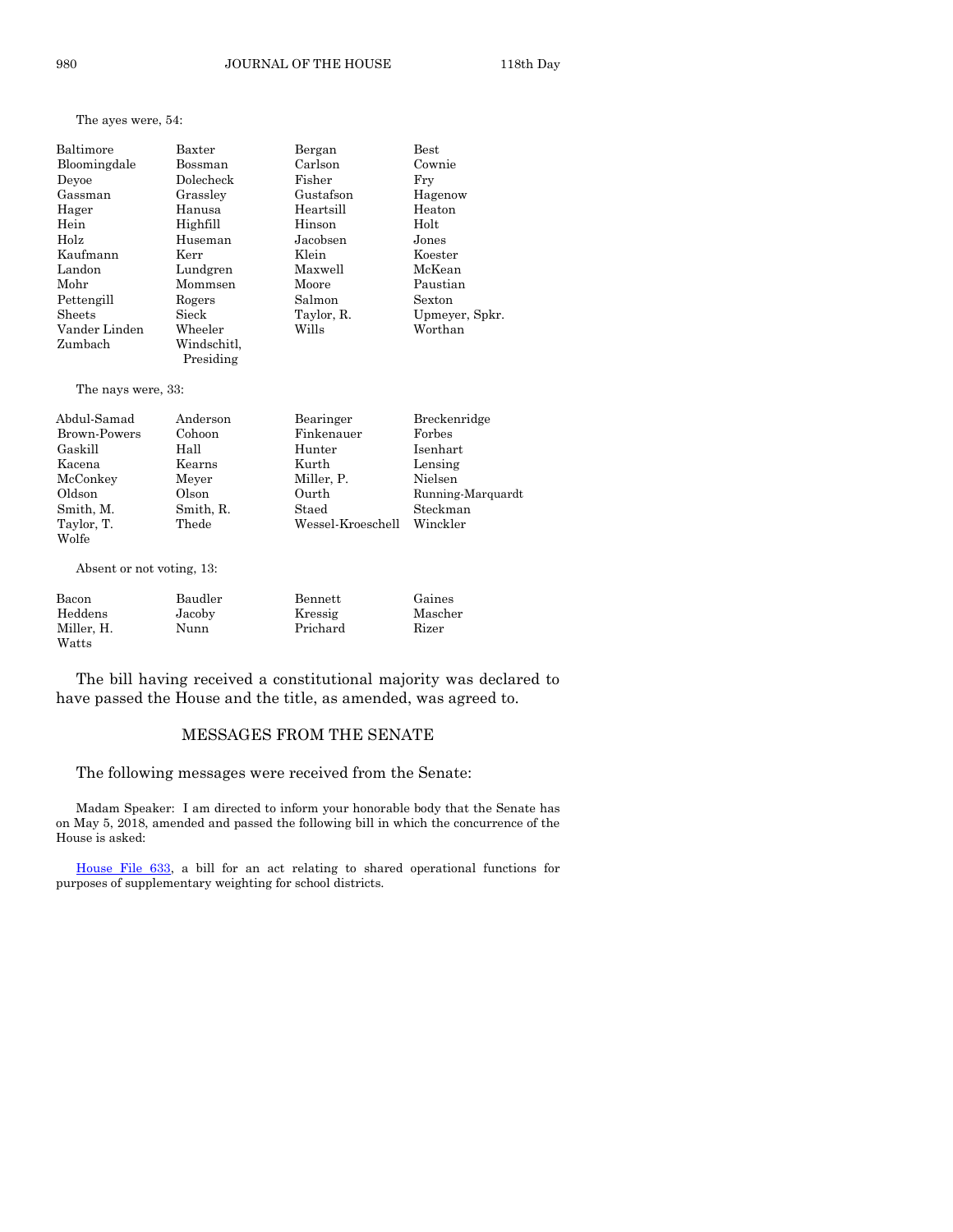The ayes were, 54:

| | | | |
|---|---|---|---|
| Baltimore | Baxter | Bergan | Best |
| Bloomingdale | Bossman | Carlson | Cownie |
| Deyoe | Dolecheck | Fisher | Fry |
| Gassman | Grassley | Gustafson | Hagenow |
| Hager | Hanusa | Heartsill | Heaton |
| Hein | Highfill | Hinson | Holt |
| Holz | Huseman | Jacobsen | Jones |
| Kaufmann | Kerr | Klein | Koester |
| Landon | Lundgren | Maxwell | McKean |
| Mohr | Mommsen | Moore | Paustian |
| Pettengill | Rogers | Salmon | Sexton |
| Sheets | Sieck | Taylor, R. | Upmeyer, Spkr. |
| Vander Linden | Wheeler | Wills | Worthan |
| Zumbach | Windschitl, Presiding | | |

The nays were, 33:

| | | | |
|---|---|---|---|
| Abdul-Samad | Anderson | Bearinger | Breckenridge |
| Brown-Powers | Cohoon | Finkenauer | Forbes |
| Gaskill | Hall | Hunter | Isenhart |
| Kacena | Kearns | Kurth | Lensing |
| McConkey | Meyer | Miller, P. | Nielsen |
| Oldson | Olson | Ourth | Running-Marquardt |
| Smith, M. | Smith, R. | Staed | Steckman |
| Taylor, T. | Thede | Wessel-Kroeschell | Winckler |
| Wolfe | | | |

Absent or not voting, 13:

| | | | |
|---|---|---|---|
| Bacon | Baudler | Bennett | Gaines |
| Heddens | Jacoby | Kressig | Mascher |
| Miller, H. | Nunn | Prichard | Rizer |
| Watts | | | |

The bill having received a constitutional majority was declared to have passed the House and the title, as amended, was agreed to.

## MESSAGES FROM THE SENATE

The following messages were received from the Senate:

Madam Speaker: I am directed to inform your honorable body that the Senate has on May 5, 2018, amended and passed the following bill in which the concurrence of the House is asked:

House File 633, a bill for an act relating to shared operational functions for purposes of supplementary weighting for school districts.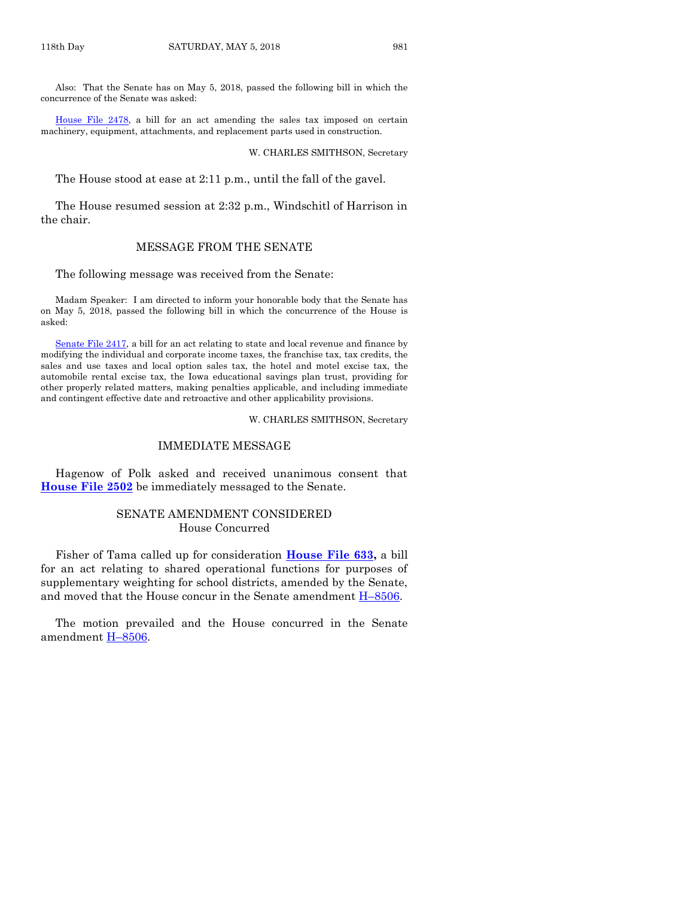Also: That the Senate has on May 5, 2018, passed the following bill in which the concurrence of the Senate was asked:

House File 2478, a bill for an act amending the sales tax imposed on certain machinery, equipment, attachments, and replacement parts used in construction.

W. CHARLES SMITHSON, Secretary

The House stood at ease at 2:11 p.m., until the fall of the gavel.

The House resumed session at 2:32 p.m., Windschitl of Harrison in the chair.

## MESSAGE FROM THE SENATE

The following message was received from the Senate:

Madam Speaker: I am directed to inform your honorable body that the Senate has on May 5, 2018, passed the following bill in which the concurrence of the House is asked:

Senate File 2417, a bill for an act relating to state and local revenue and finance by modifying the individual and corporate income taxes, the franchise tax, tax credits, the sales and use taxes and local option sales tax, the hotel and motel excise tax, the automobile rental excise tax, the Iowa educational savings plan trust, providing for other properly related matters, making penalties applicable, and including immediate and contingent effective date and retroactive and other applicability provisions.

W. CHARLES SMITHSON, Secretary

## IMMEDIATE MESSAGE

Hagenow of Polk asked and received unanimous consent that **House File 2502** be immediately messaged to the Senate.

## SENATE AMENDMENT CONSIDERED
House Concurred

Fisher of Tama called up for consideration **House File 633,** a bill for an act relating to shared operational functions for purposes of supplementary weighting for school districts, amended by the Senate, and moved that the House concur in the Senate amendment H–8506.

The motion prevailed and the House concurred in the Senate amendment H–8506.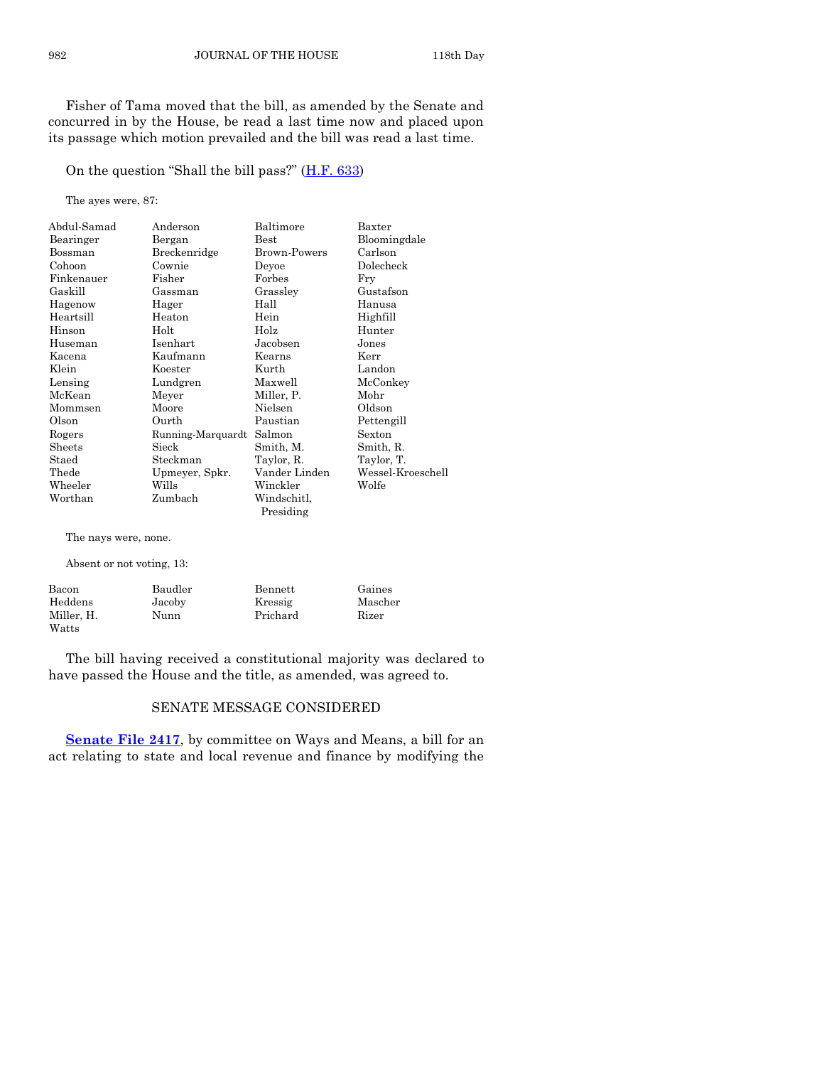Fisher of Tama moved that the bill, as amended by the Senate and concurred in by the House, be read a last time now and placed upon its passage which motion prevailed and the bill was read a last time.

On the question "Shall the bill pass?" (H.F. 633)

The ayes were, 87:

| | | | |
|---|---|---|---|
| Abdul-Samad | Anderson | Baltimore | Baxter |
| Bearinger | Bergan | Best | Bloomingdale |
| Bossman | Breckenridge | Brown-Powers | Carlson |
| Cohoon | Cownie | Deyoe | Dolecheck |
| Finkenauer | Fisher | Forbes | Fry |
| Gaskill | Gassman | Grassley | Gustafson |
| Hagenow | Hager | Hall | Hanusa |
| Heartsill | Heaton | Hein | Highfill |
| Hinson | Holt | Holz | Hunter |
| Huseman | Isenhart | Jacobsen | Jones |
| Kacena | Kaufmann | Kearns | Kerr |
| Klein | Koester | Kurth | Landon |
| Lensing | Lundgren | Maxwell | McConkey |
| McKean | Meyer | Miller, P. | Mohr |
| Mommsen | Moore | Nielsen | Oldson |
| Olson | Ourth | Paustian | Pettengill |
| Rogers | Running-Marquardt | Salmon | Sexton |
| Sheets | Sieck | Smith, M. | Smith, R. |
| Staed | Steckman | Taylor, R. | Taylor, T. |
| Thede | Upmeyer, Spkr. | Vander Linden | Wessel-Kroeschell |
| Wheeler | Wills | Winckler | Wolfe |
| Worthan | Zumbach | Windschitl, Presiding | |

The nays were, none.

Absent or not voting, 13:

| | | | |
|---|---|---|---|
| Bacon | Baudler | Bennett | Gaines |
| Heddens | Jacoby | Kressig | Mascher |
| Miller, H. | Nunn | Prichard | Rizer |
| Watts | | | |

The bill having received a constitutional majority was declared to have passed the House and the title, as amended, was agreed to.

## SENATE MESSAGE CONSIDERED

**Senate File 2417**, by committee on Ways and Means, a bill for an act relating to state and local revenue and finance by modifying the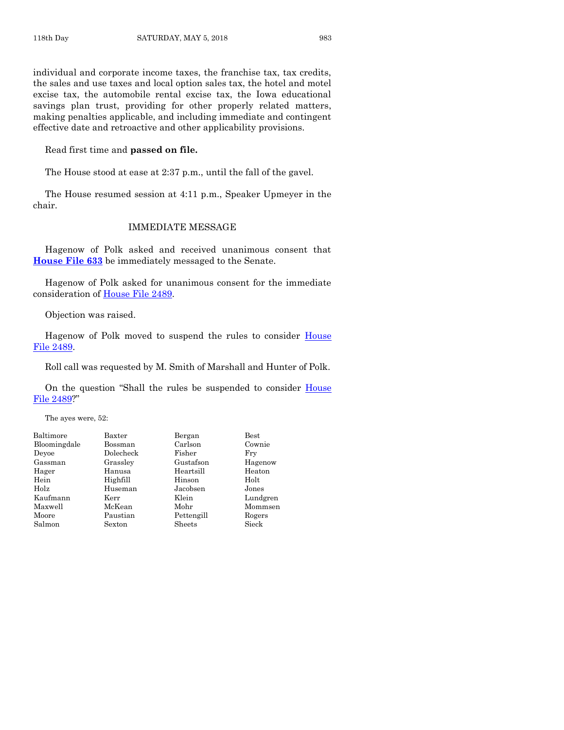individual and corporate income taxes, the franchise tax, tax credits, the sales and use taxes and local option sales tax, the hotel and motel excise tax, the automobile rental excise tax, the Iowa educational savings plan trust, providing for other properly related matters, making penalties applicable, and including immediate and contingent effective date and retroactive and other applicability provisions.

Read first time and **passed on file.**

The House stood at ease at 2:37 p.m., until the fall of the gavel.

The House resumed session at 4:11 p.m., Speaker Upmeyer in the chair.

## IMMEDIATE MESSAGE

Hagenow of Polk asked and received unanimous consent that **House File 633** be immediately messaged to the Senate.

Hagenow of Polk asked for unanimous consent for the immediate consideration of House File 2489.

Objection was raised.

Hagenow of Polk moved to suspend the rules to consider House File 2489.

Roll call was requested by M. Smith of Marshall and Hunter of Polk.

On the question "Shall the rules be suspended to consider House File 2489?"

The ayes were, 52:

| | | | |
|---|---|---|---|
| Baltimore | Baxter | Bergan | Best |
| Bloomingdale | Bossman | Carlson | Cownie |
| Deyoe | Dolecheck | Fisher | Fry |
| Gassman | Grassley | Gustafson | Hagenow |
| Hager | Hanusa | Heartsill | Heaton |
| Hein | Highfill | Hinson | Holt |
| Holz | Huseman | Jacobsen | Jones |
| Kaufmann | Kerr | Klein | Lundgren |
| Maxwell | McKean | Mohr | Mommsen |
| Moore | Paustian | Pettengill | Rogers |
| Salmon | Sexton | Sheets | Sieck |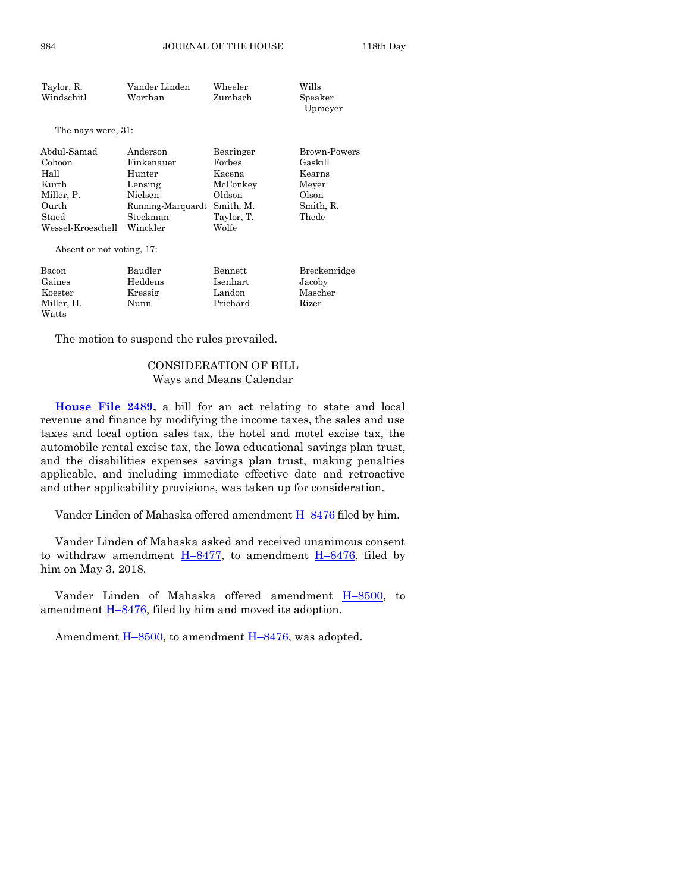| | | | |
|---|---|---|---|
| Taylor, R. | Vander Linden | Wheeler | Wills |
| Windschitl | Worthan | Zumbach | Speaker Upmeyer |

The nays were, 31:

| | | | |
|---|---|---|---|
| Abdul-Samad | Anderson | Bearinger | Brown-Powers |
| Cohoon | Finkenauer | Forbes | Gaskill |
| Hall | Hunter | Kacena | Kearns |
| Kurth | Lensing | McConkey | Meyer |
| Miller, P. | Nielsen | Oldson | Olson |
| Ourth | Running-Marquardt | Smith, M. | Smith, R. |
| Staed | Steckman | Taylor, T. | Thede |
| Wessel-Kroeschell | Winckler | Wolfe | |

Absent or not voting, 17:

| | | | |
|---|---|---|---|
| Bacon | Baudler | Bennett | Breckenridge |
| Gaines | Heddens | Isenhart | Jacoby |
| Koester | Kressig | Landon | Mascher |
| Miller, H. | Nunn | Prichard | Rizer |
| Watts | | | |

The motion to suspend the rules prevailed.

## CONSIDERATION OF BILL
### Ways and Means Calendar

**House File 2489,** a bill for an act relating to state and local revenue and finance by modifying the income taxes, the sales and use taxes and local option sales tax, the hotel and motel excise tax, the automobile rental excise tax, the Iowa educational savings plan trust, and the disabilities expenses savings plan trust, making penalties applicable, and including immediate effective date and retroactive and other applicability provisions, was taken up for consideration.

Vander Linden of Mahaska offered amendment H–8476 filed by him.

Vander Linden of Mahaska asked and received unanimous consent to withdraw amendment H–8477, to amendment H–8476, filed by him on May 3, 2018.

Vander Linden of Mahaska offered amendment H–8500, to amendment H–8476, filed by him and moved its adoption.

Amendment H–8500, to amendment H–8476, was adopted.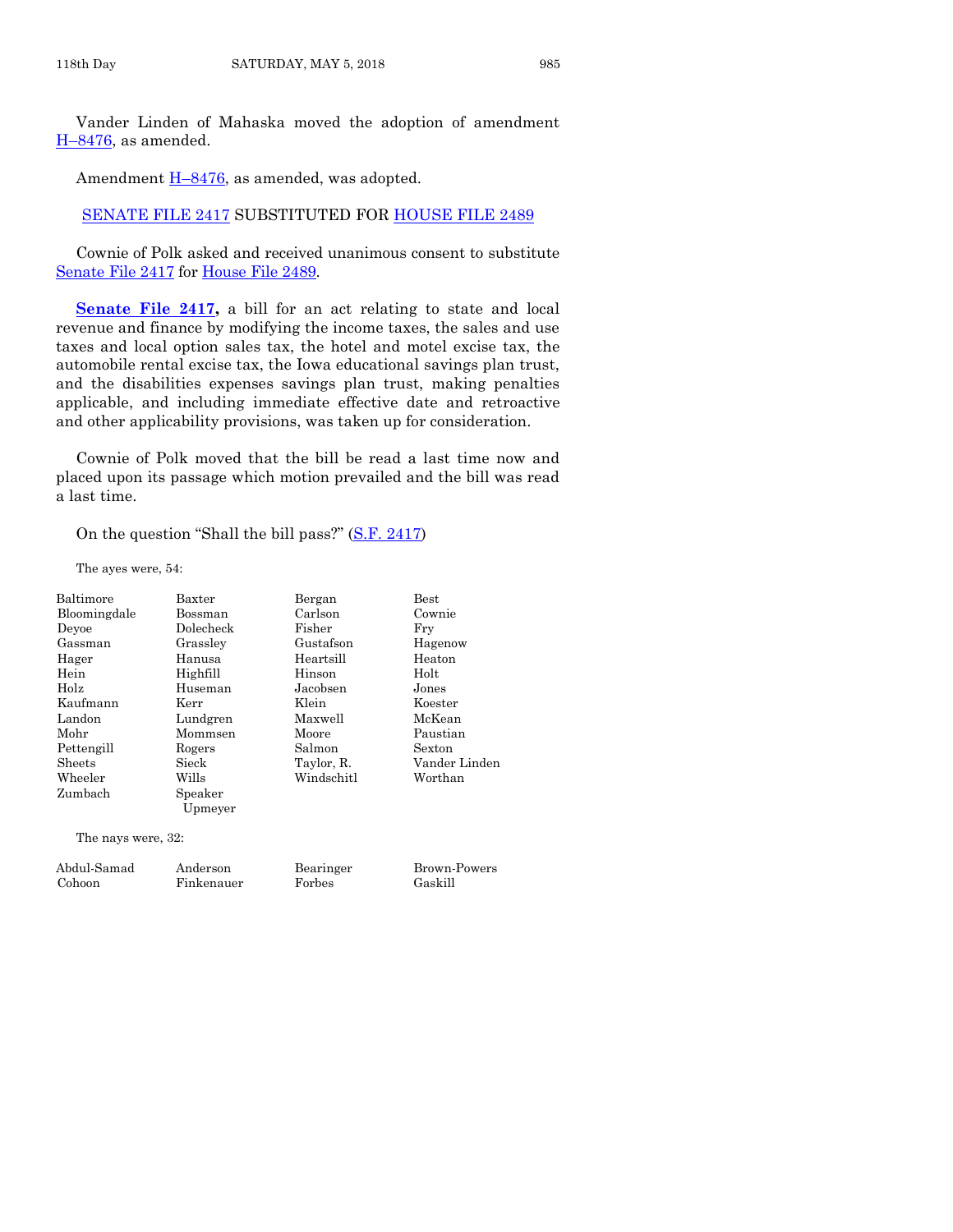Vander Linden of Mahaska moved the adoption of amendment H–8476, as amended.

Amendment H–8476, as amended, was adopted.

SENATE FILE 2417 SUBSTITUTED FOR HOUSE FILE 2489

Cownie of Polk asked and received unanimous consent to substitute Senate File 2417 for House File 2489.

**Senate File 2417,** a bill for an act relating to state and local revenue and finance by modifying the income taxes, the sales and use taxes and local option sales tax, the hotel and motel excise tax, the automobile rental excise tax, the Iowa educational savings plan trust, and the disabilities expenses savings plan trust, making penalties applicable, and including immediate effective date and retroactive and other applicability provisions, was taken up for consideration.

Cownie of Polk moved that the bill be read a last time now and placed upon its passage which motion prevailed and the bill was read a last time.

On the question "Shall the bill pass?" (S.F. 2417)

The ayes were, 54:

| | | | |
|---|---|---|---|
| Baltimore | Baxter | Bergan | Best |
| Bloomingdale | Bossman | Carlson | Cownie |
| Deyoe | Dolecheck | Fisher | Fry |
| Gassman | Grassley | Gustafson | Hagenow |
| Hager | Hanusa | Heartsill | Heaton |
| Hein | Highfill | Hinson | Holt |
| Holz | Huseman | Jacobsen | Jones |
| Kaufmann | Kerr | Klein | Koester |
| Landon | Lundgren | Maxwell | McKean |
| Mohr | Mommsen | Moore | Paustian |
| Pettengill | Rogers | Salmon | Sexton |
| Sheets | Sieck | Taylor, R. | Vander Linden |
| Wheeler | Wills | Windschitl | Worthan |
| Zumbach | Speaker Upmeyer | | |

The nays were, 32:

| | | | |
|---|---|---|---|
| Abdul-Samad | Anderson | Bearinger | Brown-Powers |
| Cohoon | Finkenauer | Forbes | Gaskill |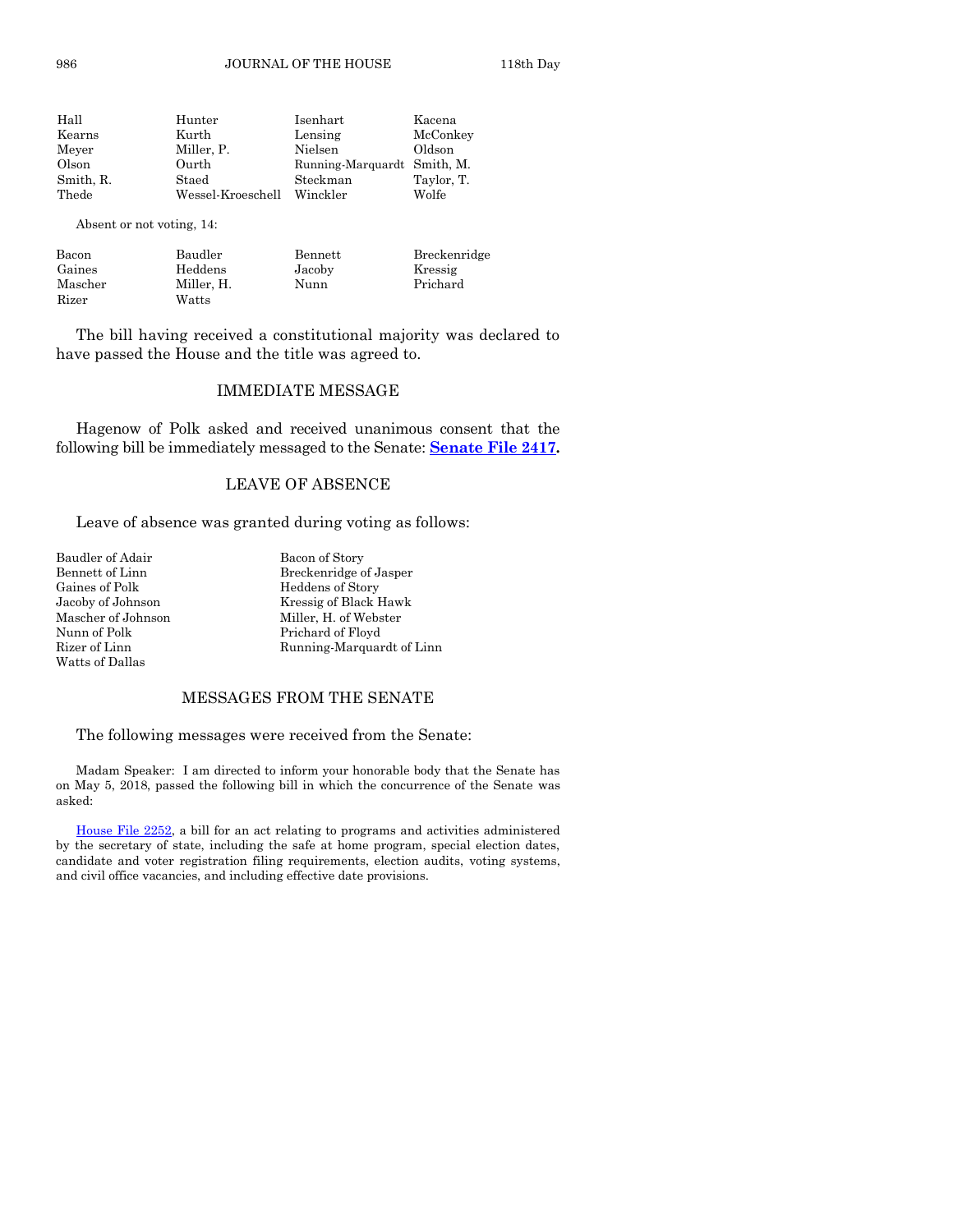| | | | |
|---|---|---|---|
| Hall | Hunter | Isenhart | Kacena |
| Kearns | Kurth | Lensing | McConkey |
| Meyer | Miller, P. | Nielsen | Oldson |
| Olson | Ourth | Running-Marquardt | Smith, M. |
| Smith, R. | Staed | Steckman | Taylor, T. |
| Thede | Wessel-Kroeschell | Winckler | Wolfe |

Absent or not voting, 14:

| | | | |
|---|---|---|---|
| Bacon | Baudler | Bennett | Breckenridge |
| Gaines | Heddens | Jacoby | Kressig |
| Mascher | Miller, H. | Nunn | Prichard |
| Rizer | Watts | | |

The bill having received a constitutional majority was declared to have passed the House and the title was agreed to.

## IMMEDIATE MESSAGE

Hagenow of Polk asked and received unanimous consent that the following bill be immediately messaged to the Senate: **Senate File 2417.**

## LEAVE OF ABSENCE

Leave of absence was granted during voting as follows:

| | |
|---|---|
| Baudler of Adair | Bacon of Story |
| Bennett of Linn | Breckenridge of Jasper |
| Gaines of Polk | Heddens of Story |
| Jacoby of Johnson | Kressig of Black Hawk |
| Mascher of Johnson | Miller, H. of Webster |
| Nunn of Polk | Prichard of Floyd |
| Rizer of Linn | Running-Marquardt of Linn |
| Watts of Dallas | |

## MESSAGES FROM THE SENATE

The following messages were received from the Senate:

Madam Speaker: I am directed to inform your honorable body that the Senate has on May 5, 2018, passed the following bill in which the concurrence of the Senate was asked:

House File 2252, a bill for an act relating to programs and activities administered by the secretary of state, including the safe at home program, special election dates, candidate and voter registration filing requirements, election audits, voting systems, and civil office vacancies, and including effective date provisions.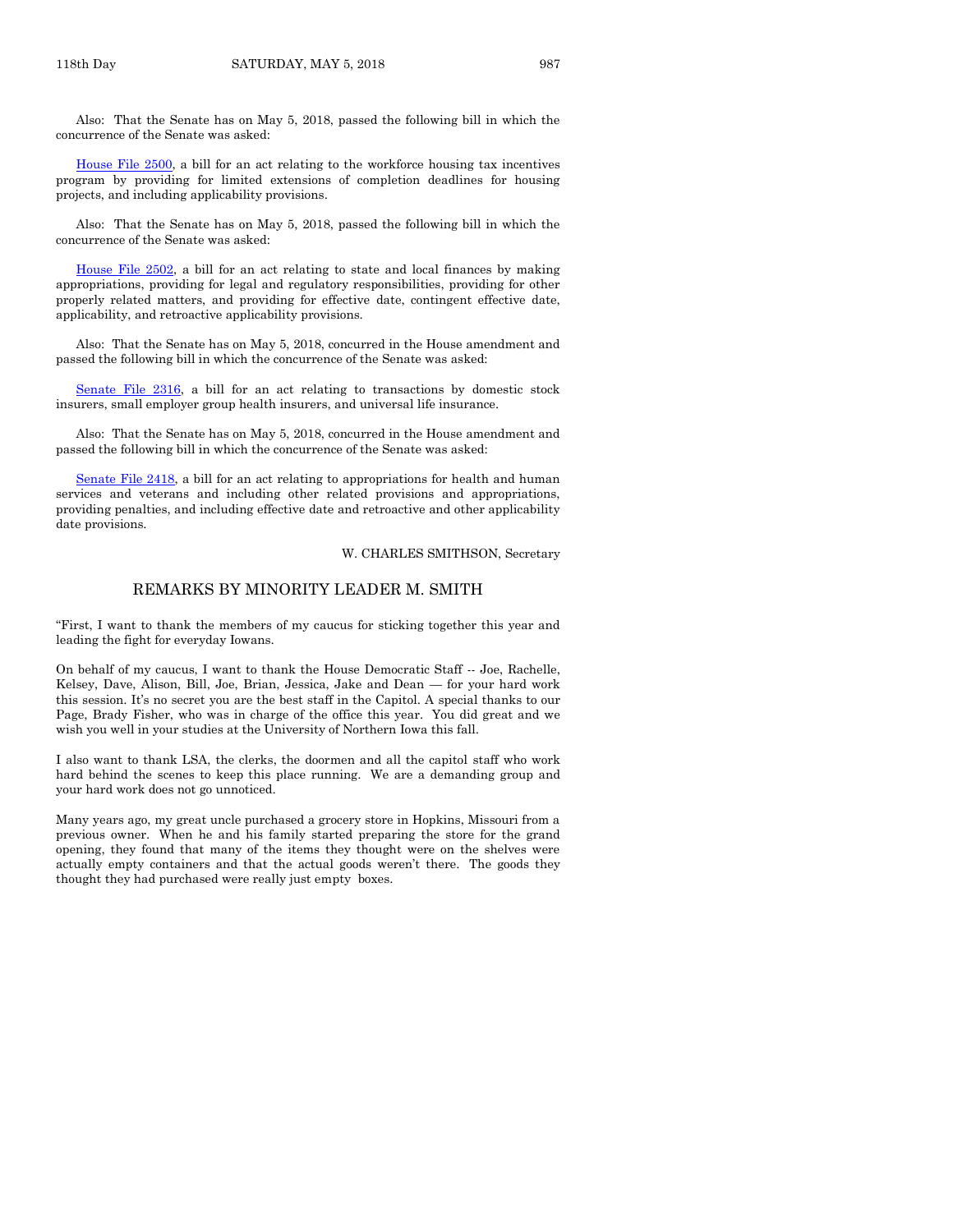Also: That the Senate has on May 5, 2018, passed the following bill in which the concurrence of the Senate was asked:

House File 2500, a bill for an act relating to the workforce housing tax incentives program by providing for limited extensions of completion deadlines for housing projects, and including applicability provisions.

Also: That the Senate has on May 5, 2018, passed the following bill in which the concurrence of the Senate was asked:

House File 2502, a bill for an act relating to state and local finances by making appropriations, providing for legal and regulatory responsibilities, providing for other properly related matters, and providing for effective date, contingent effective date, applicability, and retroactive applicability provisions.

Also: That the Senate has on May 5, 2018, concurred in the House amendment and passed the following bill in which the concurrence of the Senate was asked:

Senate File 2316, a bill for an act relating to transactions by domestic stock insurers, small employer group health insurers, and universal life insurance.

Also: That the Senate has on May 5, 2018, concurred in the House amendment and passed the following bill in which the concurrence of the Senate was asked:

Senate File 2418, a bill for an act relating to appropriations for health and human services and veterans and including other related provisions and appropriations, providing penalties, and including effective date and retroactive and other applicability date provisions.

W. CHARLES SMITHSON, Secretary

## REMARKS BY MINORITY LEADER M. SMITH

"First, I want to thank the members of my caucus for sticking together this year and leading the fight for everyday Iowans.

On behalf of my caucus, I want to thank the House Democratic Staff -- Joe, Rachelle, Kelsey, Dave, Alison, Bill, Joe, Brian, Jessica, Jake and Dean — for your hard work this session. It's no secret you are the best staff in the Capitol. A special thanks to our Page, Brady Fisher, who was in charge of the office this year. You did great and we wish you well in your studies at the University of Northern Iowa this fall.

I also want to thank LSA, the clerks, the doormen and all the capitol staff who work hard behind the scenes to keep this place running. We are a demanding group and your hard work does not go unnoticed.

Many years ago, my great uncle purchased a grocery store in Hopkins, Missouri from a previous owner. When he and his family started preparing the store for the grand opening, they found that many of the items they thought were on the shelves were actually empty containers and that the actual goods weren't there. The goods they thought they had purchased were really just empty boxes.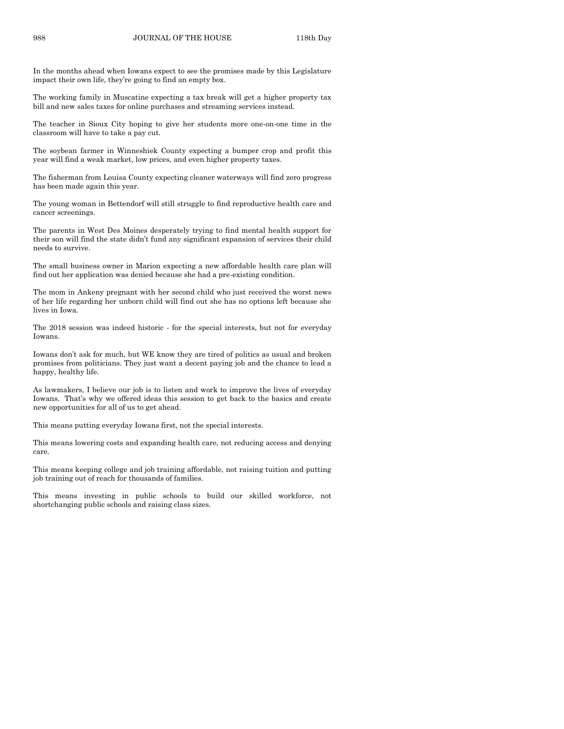In the months ahead when Iowans expect to see the promises made by this Legislature impact their own life, they're going to find an empty box.

The working family in Muscatine expecting a tax break will get a higher property tax bill and new sales taxes for online purchases and streaming services instead.

The teacher in Sioux City hoping to give her students more one-on-one time in the classroom will have to take a pay cut.

The soybean farmer in Winneshiek County expecting a bumper crop and profit this year will find a weak market, low prices, and even higher property taxes.

The fisherman from Louisa County expecting cleaner waterways will find zero progress has been made again this year.

The young woman in Bettendorf will still struggle to find reproductive health care and cancer screenings.

The parents in West Des Moines desperately trying to find mental health support for their son will find the state didn't fund any significant expansion of services their child needs to survive.

The small business owner in Marion expecting a new affordable health care plan will find out her application was denied because she had a pre-existing condition.

The mom in Ankeny pregnant with her second child who just received the worst news of her life regarding her unborn child will find out she has no options left because she lives in Iowa.

The 2018 session was indeed historic - for the special interests, but not for everyday Iowans.

Iowans don't ask for much, but WE know they are tired of politics as usual and broken promises from politicians. They just want a decent paying job and the chance to lead a happy, healthy life.

As lawmakers, I believe our job is to listen and work to improve the lives of everyday Iowans. That's why we offered ideas this session to get back to the basics and create new opportunities for all of us to get ahead.

This means putting everyday Iowans first, not the special interests.

This means lowering costs and expanding health care, not reducing access and denying care.

This means keeping college and job training affordable, not raising tuition and putting job training out of reach for thousands of families.

This means investing in public schools to build our skilled workforce, not shortchanging public schools and raising class sizes.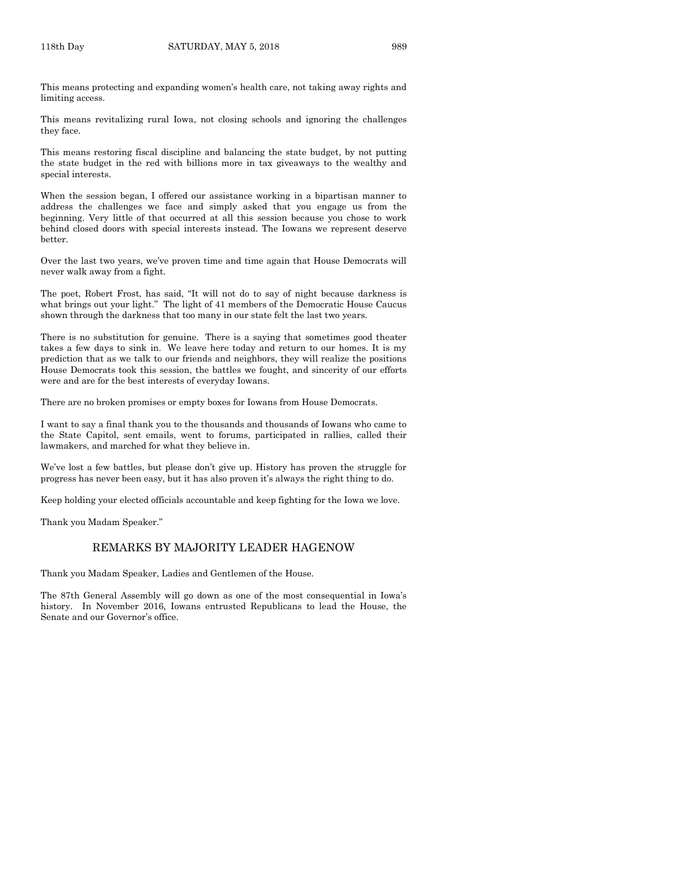This means protecting and expanding women's health care, not taking away rights and limiting access.

This means revitalizing rural Iowa, not closing schools and ignoring the challenges they face.

This means restoring fiscal discipline and balancing the state budget, by not putting the state budget in the red with billions more in tax giveaways to the wealthy and special interests.

When the session began, I offered our assistance working in a bipartisan manner to address the challenges we face and simply asked that you engage us from the beginning. Very little of that occurred at all this session because you chose to work behind closed doors with special interests instead. The Iowans we represent deserve better.

Over the last two years, we've proven time and time again that House Democrats will never walk away from a fight.

The poet, Robert Frost, has said, "It will not do to say of night because darkness is what brings out your light." The light of 41 members of the Democratic House Caucus shown through the darkness that too many in our state felt the last two years.

There is no substitution for genuine. There is a saying that sometimes good theater takes a few days to sink in. We leave here today and return to our homes. It is my prediction that as we talk to our friends and neighbors, they will realize the positions House Democrats took this session, the battles we fought, and sincerity of our efforts were and are for the best interests of everyday Iowans.

There are no broken promises or empty boxes for Iowans from House Democrats.

I want to say a final thank you to the thousands and thousands of Iowans who came to the State Capitol, sent emails, went to forums, participated in rallies, called their lawmakers, and marched for what they believe in.

We've lost a few battles, but please don't give up. History has proven the struggle for progress has never been easy, but it has also proven it's always the right thing to do.

Keep holding your elected officials accountable and keep fighting for the Iowa we love.

Thank you Madam Speaker."

## REMARKS BY MAJORITY LEADER HAGENOW

Thank you Madam Speaker, Ladies and Gentlemen of the House.

The 87th General Assembly will go down as one of the most consequential in Iowa's history. In November 2016, Iowans entrusted Republicans to lead the House, the Senate and our Governor's office.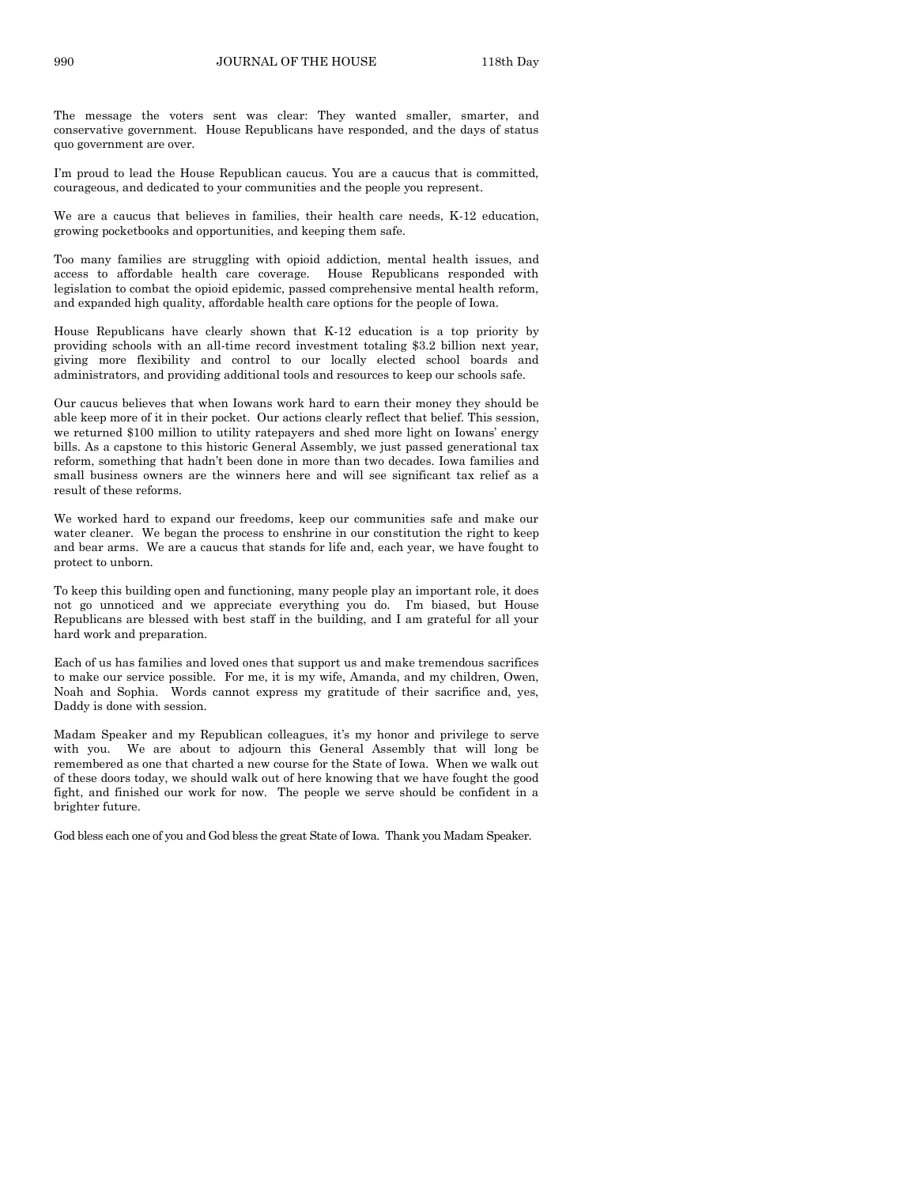The message the voters sent was clear: They wanted smaller, smarter, and conservative government. House Republicans have responded, and the days of status quo government are over.

I'm proud to lead the House Republican caucus. You are a caucus that is committed, courageous, and dedicated to your communities and the people you represent.

We are a caucus that believes in families, their health care needs, K-12 education, growing pocketbooks and opportunities, and keeping them safe.

Too many families are struggling with opioid addiction, mental health issues, and access to affordable health care coverage. House Republicans responded with legislation to combat the opioid epidemic, passed comprehensive mental health reform, and expanded high quality, affordable health care options for the people of Iowa.

House Republicans have clearly shown that K-12 education is a top priority by providing schools with an all-time record investment totaling $3.2 billion next year, giving more flexibility and control to our locally elected school boards and administrators, and providing additional tools and resources to keep our schools safe.

Our caucus believes that when Iowans work hard to earn their money they should be able keep more of it in their pocket. Our actions clearly reflect that belief. This session, we returned $100 million to utility ratepayers and shed more light on Iowans' energy bills. As a capstone to this historic General Assembly, we just passed generational tax reform, something that hadn't been done in more than two decades. Iowa families and small business owners are the winners here and will see significant tax relief as a result of these reforms.

We worked hard to expand our freedoms, keep our communities safe and make our water cleaner. We began the process to enshrine in our constitution the right to keep and bear arms. We are a caucus that stands for life and, each year, we have fought to protect to unborn.

To keep this building open and functioning, many people play an important role, it does not go unnoticed and we appreciate everything you do. I'm biased, but House Republicans are blessed with best staff in the building, and I am grateful for all your hard work and preparation.

Each of us has families and loved ones that support us and make tremendous sacrifices to make our service possible. For me, it is my wife, Amanda, and my children, Owen, Noah and Sophia. Words cannot express my gratitude of their sacrifice and, yes, Daddy is done with session.

Madam Speaker and my Republican colleagues, it's my honor and privilege to serve with you. We are about to adjourn this General Assembly that will long be remembered as one that charted a new course for the State of Iowa. When we walk out of these doors today, we should walk out of here knowing that we have fought the good fight, and finished our work for now. The people we serve should be confident in a brighter future.

God bless each one of you and God bless the great State of Iowa. Thank you Madam Speaker.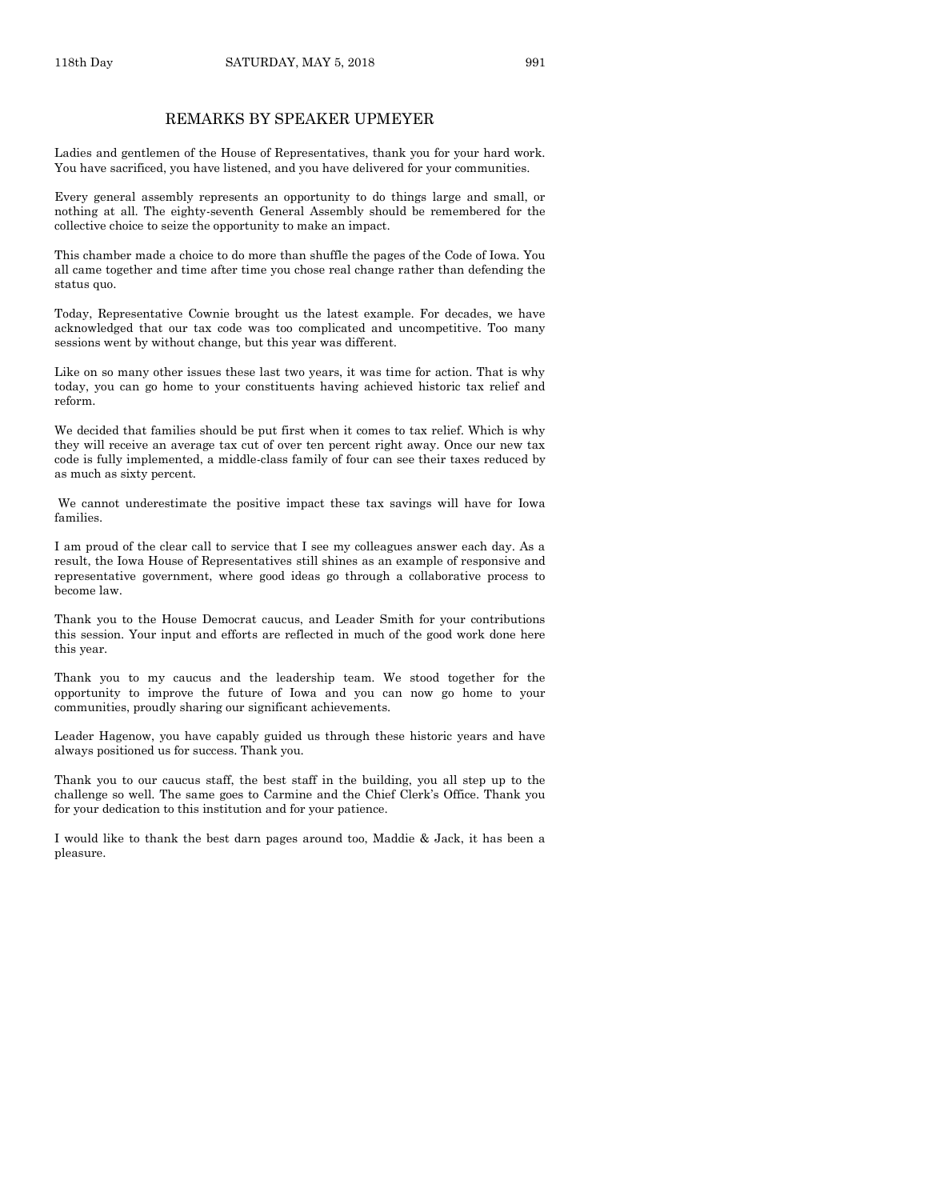## REMARKS BY SPEAKER UPMEYER

Ladies and gentlemen of the House of Representatives, thank you for your hard work. You have sacrificed, you have listened, and you have delivered for your communities.

Every general assembly represents an opportunity to do things large and small, or nothing at all. The eighty-seventh General Assembly should be remembered for the collective choice to seize the opportunity to make an impact.

This chamber made a choice to do more than shuffle the pages of the Code of Iowa. You all came together and time after time you chose real change rather than defending the status quo.

Today, Representative Cownie brought us the latest example. For decades, we have acknowledged that our tax code was too complicated and uncompetitive. Too many sessions went by without change, but this year was different.

Like on so many other issues these last two years, it was time for action. That is why today, you can go home to your constituents having achieved historic tax relief and reform.

We decided that families should be put first when it comes to tax relief. Which is why they will receive an average tax cut of over ten percent right away. Once our new tax code is fully implemented, a middle-class family of four can see their taxes reduced by as much as sixty percent.

We cannot underestimate the positive impact these tax savings will have for Iowa families.

I am proud of the clear call to service that I see my colleagues answer each day. As a result, the Iowa House of Representatives still shines as an example of responsive and representative government, where good ideas go through a collaborative process to become law.

Thank you to the House Democrat caucus, and Leader Smith for your contributions this session. Your input and efforts are reflected in much of the good work done here this year.

Thank you to my caucus and the leadership team. We stood together for the opportunity to improve the future of Iowa and you can now go home to your communities, proudly sharing our significant achievements.

Leader Hagenow, you have capably guided us through these historic years and have always positioned us for success. Thank you.

Thank you to our caucus staff, the best staff in the building, you all step up to the challenge so well. The same goes to Carmine and the Chief Clerk's Office. Thank you for your dedication to this institution and for your patience.

I would like to thank the best darn pages around too, Maddie & Jack, it has been a pleasure.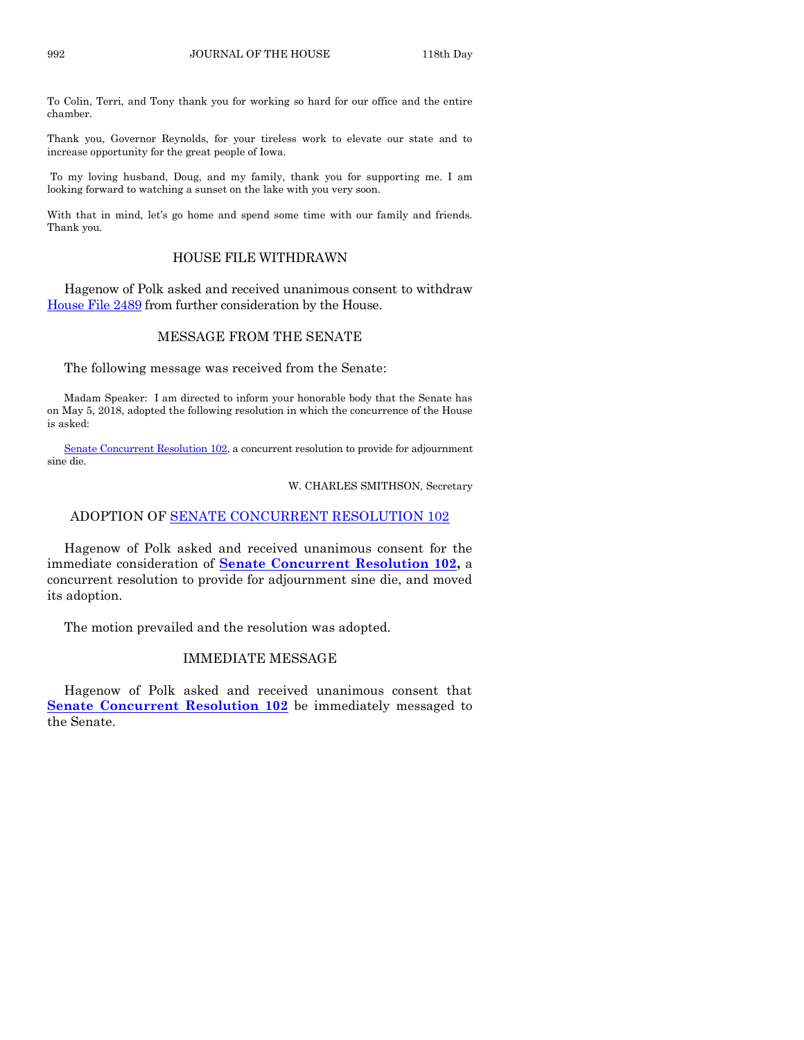To Colin, Terri, and Tony thank you for working so hard for our office and the entire chamber.

Thank you, Governor Reynolds, for your tireless work to elevate our state and to increase opportunity for the great people of Iowa.

To my loving husband, Doug, and my family, thank you for supporting me. I am looking forward to watching a sunset on the lake with you very soon.

With that in mind, let's go home and spend some time with our family and friends. Thank you.

## HOUSE FILE WITHDRAWN

Hagenow of Polk asked and received unanimous consent to withdraw House File 2489 from further consideration by the House.

## MESSAGE FROM THE SENATE

The following message was received from the Senate:

Madam Speaker: I am directed to inform your honorable body that the Senate has on May 5, 2018, adopted the following resolution in which the concurrence of the House is asked:

Senate Concurrent Resolution 102, a concurrent resolution to provide for adjournment sine die.

W. CHARLES SMITHSON, Secretary

## ADOPTION OF SENATE CONCURRENT RESOLUTION 102

Hagenow of Polk asked and received unanimous consent for the immediate consideration of **Senate Concurrent Resolution 102,** a concurrent resolution to provide for adjournment sine die, and moved its adoption.

The motion prevailed and the resolution was adopted.

## IMMEDIATE MESSAGE

Hagenow of Polk asked and received unanimous consent that **Senate Concurrent Resolution 102** be immediately messaged to the Senate.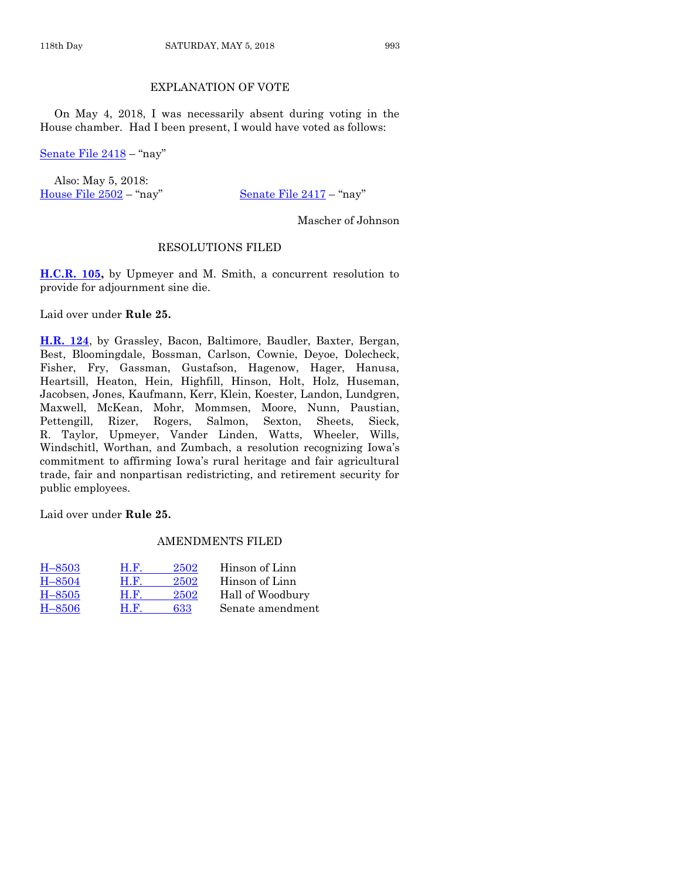## EXPLANATION OF VOTE

On May 4, 2018, I was necessarily absent during voting in the House chamber. Had I been present, I would have voted as follows:

Senate File 2418 – "nay"

Also: May 5, 2018:
House File 2502 – "nay"    Senate File 2417 – "nay"

Mascher of Johnson

## RESOLUTIONS FILED

**H.C.R. 105,** by Upmeyer and M. Smith, a concurrent resolution to provide for adjournment sine die.

Laid over under **Rule 25.**

**H.R. 124**, by Grassley, Bacon, Baltimore, Baudler, Baxter, Bergan, Best, Bloomingdale, Bossman, Carlson, Cownie, Deyoe, Dolecheck, Fisher, Fry, Gassman, Gustafson, Hagenow, Hager, Hanusa, Heartsill, Heaton, Hein, Highfill, Hinson, Holt, Holz, Huseman, Jacobsen, Jones, Kaufmann, Kerr, Klein, Koester, Landon, Lundgren, Maxwell, McKean, Mohr, Mommsen, Moore, Nunn, Paustian, Pettengill, Rizer, Rogers, Salmon, Sexton, Sheets, Sieck, R. Taylor, Upmeyer, Vander Linden, Watts, Wheeler, Wills, Windschitl, Worthan, and Zumbach, a resolution recognizing Iowa's commitment to affirming Iowa's rural heritage and fair agricultural trade, fair and nonpartisan redistricting, and retirement security for public employees.

Laid over under **Rule 25.**

## AMENDMENTS FILED

| | | |
|---|---|---|
| H–8503 | H.F. 2502 | Hinson of Linn |
| H–8504 | H.F. 2502 | Hinson of Linn |
| H–8505 | H.F. 2502 | Hall of Woodbury |
| H–8506 | H.F. 633 | Senate amendment |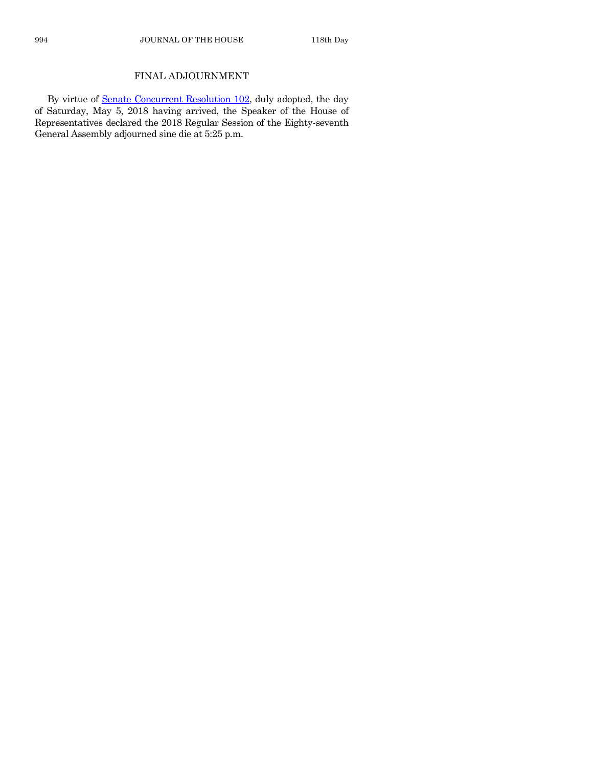## FINAL ADJOURNMENT

By virtue of Senate Concurrent Resolution 102, duly adopted, the day of Saturday, May 5, 2018 having arrived, the Speaker of the House of Representatives declared the 2018 Regular Session of the Eighty-seventh General Assembly adjourned sine die at 5:25 p.m.